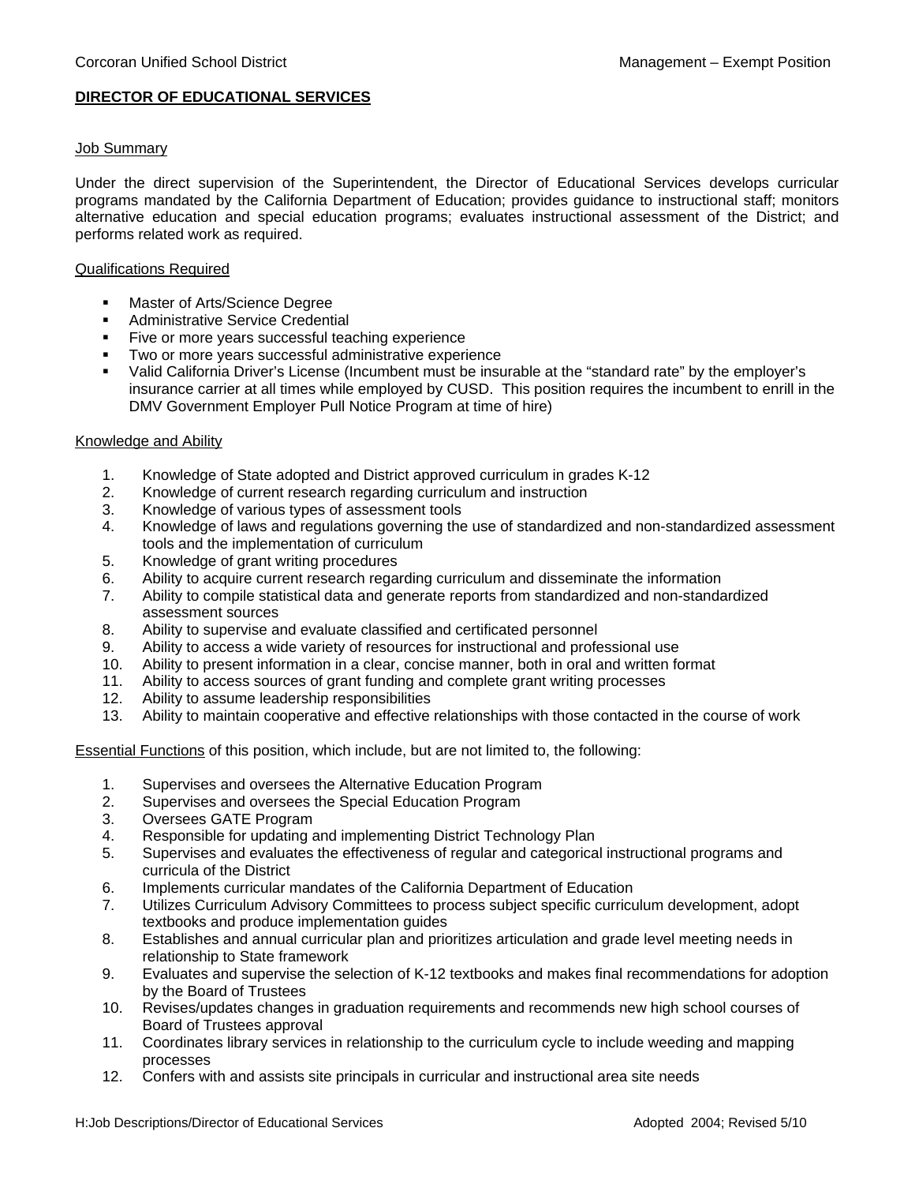Corcoran Unified School District — Management – Exempt Position

# DIRECTOR OF EDUCATIONAL SERVICES

## Job Summary

Under the direct supervision of the Superintendent, the Director of Educational Services develops curricular programs mandated by the California Department of Education; provides guidance to instructional staff; monitors alternative education and special education programs; evaluates instructional assessment of the District; and performs related work as required.

## Qualifications Required

- Master of Arts/Science Degree
- Administrative Service Credential
- Five or more years successful teaching experience
- Two or more years successful administrative experience
- Valid California Driver's License (Incumbent must be insurable at the "standard rate" by the employer's insurance carrier at all times while employed by CUSD. This position requires the incumbent to enrill in the DMV Government Employer Pull Notice Program at time of hire)

## Knowledge and Ability

1. Knowledge of State adopted and District approved curriculum in grades K-12
2. Knowledge of current research regarding curriculum and instruction
3. Knowledge of various types of assessment tools
4. Knowledge of laws and regulations governing the use of standardized and non-standardized assessment tools and the implementation of curriculum
5. Knowledge of grant writing procedures
6. Ability to acquire current research regarding curriculum and disseminate the information
7. Ability to compile statistical data and generate reports from standardized and non-standardized assessment sources
8. Ability to supervise and evaluate classified and certificated personnel
9. Ability to access a wide variety of resources for instructional and professional use
10. Ability to present information in a clear, concise manner, both in oral and written format
11. Ability to access sources of grant funding and complete grant writing processes
12. Ability to assume leadership responsibilities
13. Ability to maintain cooperative and effective relationships with those contacted in the course of work

## Essential Functions of this position, which include, but are not limited to, the following:

1. Supervises and oversees the Alternative Education Program
2. Supervises and oversees the Special Education Program
3. Oversees GATE Program
4. Responsible for updating and implementing District Technology Plan
5. Supervises and evaluates the effectiveness of regular and categorical instructional programs and curricula of the District
6. Implements curricular mandates of the California Department of Education
7. Utilizes Curriculum Advisory Committees to process subject specific curriculum development, adopt textbooks and produce implementation guides
8. Establishes and annual curricular plan and prioritizes articulation and grade level meeting needs in relationship to State framework
9. Evaluates and supervise the selection of K-12 textbooks and makes final recommendations for adoption by the Board of Trustees
10. Revises/updates changes in graduation requirements and recommends new high school courses of Board of Trustees approval
11. Coordinates library services in relationship to the curriculum cycle to include weeding and mapping processes
12. Confers with and assists site principals in curricular and instructional area site needs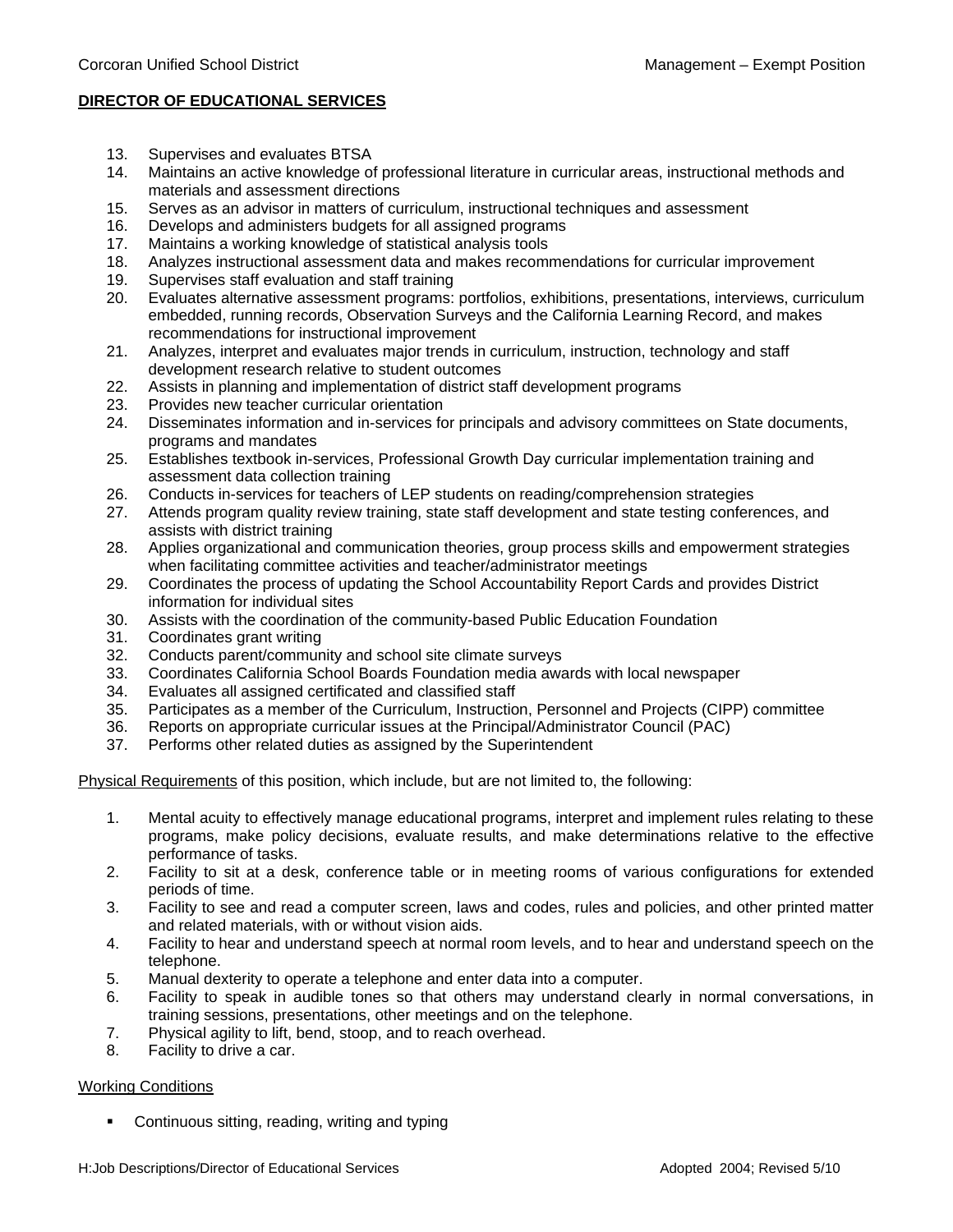13. Supervises and evaluates BTSA
14. Maintains an active knowledge of professional literature in curricular areas, instructional methods and materials and assessment directions
15. Serves as an advisor in matters of curriculum, instructional techniques and assessment
16. Develops and administers budgets for all assigned programs
17. Maintains a working knowledge of statistical analysis tools
18. Analyzes instructional assessment data and makes recommendations for curricular improvement
19. Supervises staff evaluation and staff training
20. Evaluates alternative assessment programs: portfolios, exhibitions, presentations, interviews, curriculum embedded, running records, Observation Surveys and the California Learning Record, and makes recommendations for instructional improvement
21. Analyzes, interpret and evaluates major trends in curriculum, instruction, technology and staff development research relative to student outcomes
22. Assists in planning and implementation of district staff development programs
23. Provides new teacher curricular orientation
24. Disseminates information and in-services for principals and advisory committees on State documents, programs and mandates
25. Establishes textbook in-services, Professional Growth Day curricular implementation training and assessment data collection training
26. Conducts in-services for teachers of LEP students on reading/comprehension strategies
27. Attends program quality review training, state staff development and state testing conferences, and assists with district training
28. Applies organizational and communication theories, group process skills and empowerment strategies when facilitating committee activities and teacher/administrator meetings
29. Coordinates the process of updating the School Accountability Report Cards and provides District information for individual sites
30. Assists with the coordination of the community-based Public Education Foundation
31. Coordinates grant writing
32. Conducts parent/community and school site climate surveys
33. Coordinates California School Boards Foundation media awards with local newspaper
34. Evaluates all assigned certificated and classified staff
35. Participates as a member of the Curriculum, Instruction, Personnel and Projects (CIPP) committee
36. Reports on appropriate curricular issues at the Principal/Administrator Council (PAC)
37. Performs other related duties as assigned by the Superintendent

<u>Physical Requirements</u> of this position, which include, but are not limited to, the following:

1. Mental acuity to effectively manage educational programs, interpret and implement rules relating to these programs, make policy decisions, evaluate results, and make determinations relative to the effective performance of tasks.
2. Facility to sit at a desk, conference table or in meeting rooms of various configurations for extended periods of time.
3. Facility to see and read a computer screen, laws and codes, rules and policies, and other printed matter and related materials, with or without vision aids.
4. Facility to hear and understand speech at normal room levels, and to hear and understand speech on the telephone.
5. Manual dexterity to operate a telephone and enter data into a computer.
6. Facility to speak in audible tones so that others may understand clearly in normal conversations, in training sessions, presentations, other meetings and on the telephone.
7. Physical agility to lift, bend, stoop, and to reach overhead.
8. Facility to drive a car.

<u>Working Conditions</u>

- Continuous sitting, reading, writing and typing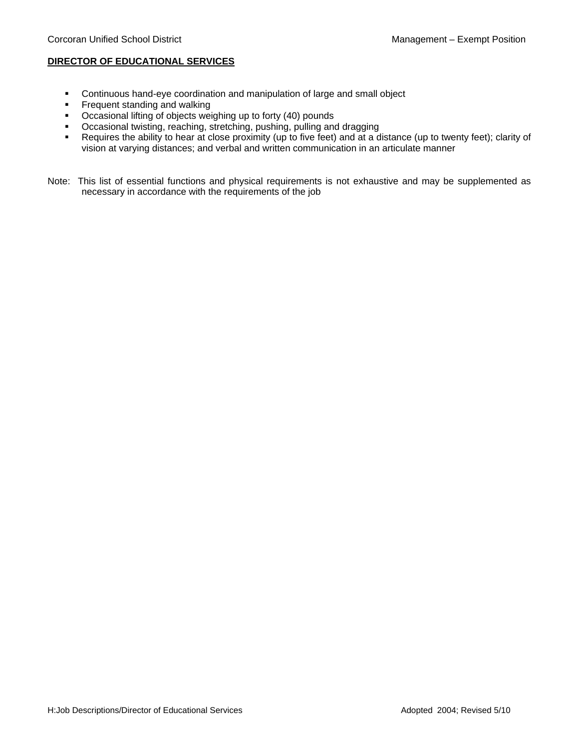- Continuous hand-eye coordination and manipulation of large and small object
- Frequent standing and walking
- Occasional lifting of objects weighing up to forty (40) pounds
- Occasional twisting, reaching, stretching, pushing, pulling and dragging
- Requires the ability to hear at close proximity (up to five feet) and at a distance (up to twenty feet); clarity of vision at varying distances; and verbal and written communication in an articulate manner

Note: This list of essential functions and physical requirements is not exhaustive and may be supplemented as necessary in accordance with the requirements of the job